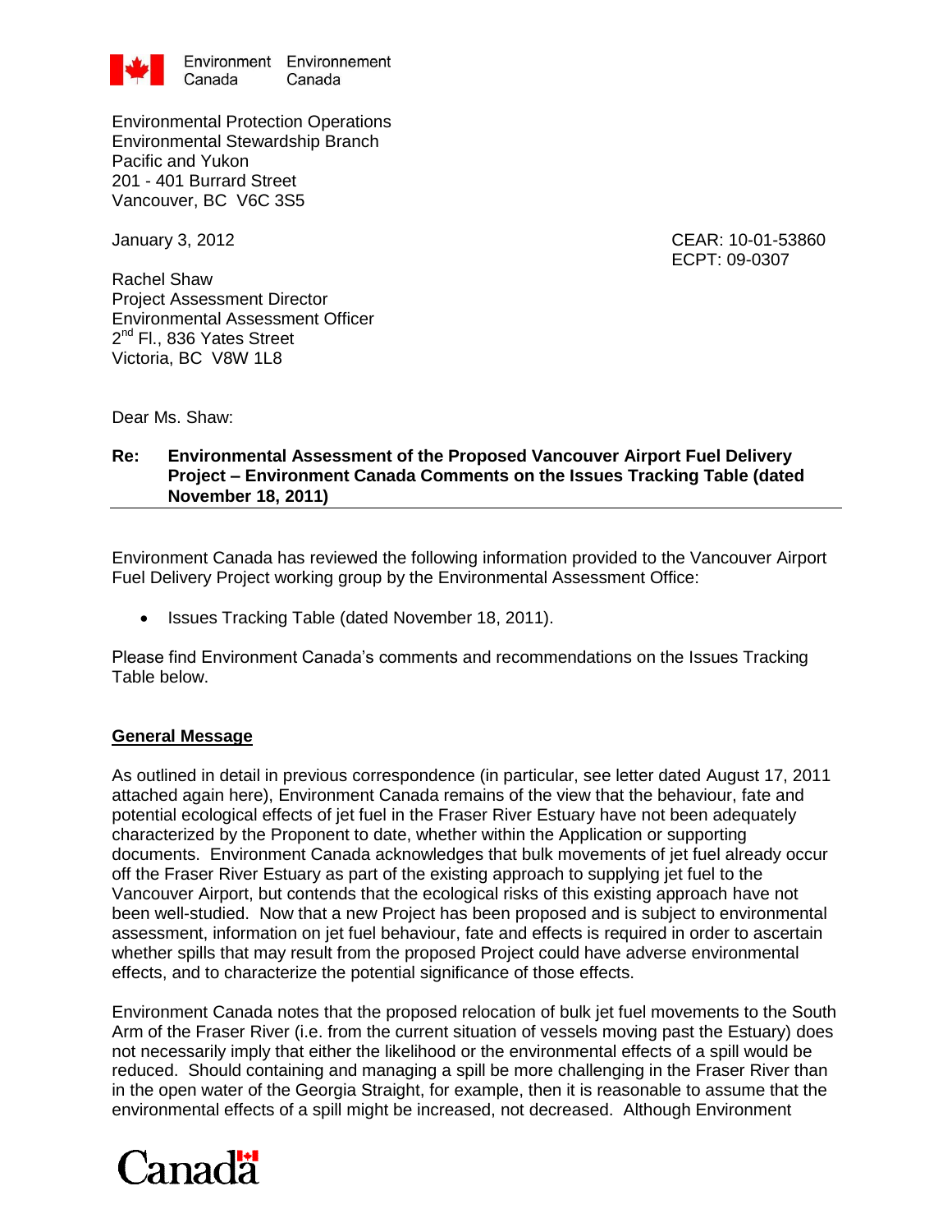Environment Canada Environnement Canada

Environmental Protection Operations
Environmental Stewardship Branch
Pacific and Yukon
201 - 401 Burrard Street
Vancouver, BC V6C 3S5

January 3, 2012

CEAR: 10-01-53860
ECPT: 09-0307

Rachel Shaw
Project Assessment Director
Environmental Assessment Officer
2nd Fl., 836 Yates Street
Victoria, BC V8W 1L8

Dear Ms. Shaw:

**Re: Environmental Assessment of the Proposed Vancouver Airport Fuel Delivery Project – Environment Canada Comments on the Issues Tracking Table (dated November 18, 2011)**

Environment Canada has reviewed the following information provided to the Vancouver Airport Fuel Delivery Project working group by the Environmental Assessment Office:

- Issues Tracking Table (dated November 18, 2011).

Please find Environment Canada's comments and recommendations on the Issues Tracking Table below.

**General Message**

As outlined in detail in previous correspondence (in particular, see letter dated August 17, 2011 attached again here), Environment Canada remains of the view that the behaviour, fate and potential ecological effects of jet fuel in the Fraser River Estuary have not been adequately characterized by the Proponent to date, whether within the Application or supporting documents. Environment Canada acknowledges that bulk movements of jet fuel already occur off the Fraser River Estuary as part of the existing approach to supplying jet fuel to the Vancouver Airport, but contends that the ecological risks of this existing approach have not been well-studied. Now that a new Project has been proposed and is subject to environmental assessment, information on jet fuel behaviour, fate and effects is required in order to ascertain whether spills that may result from the proposed Project could have adverse environmental effects, and to characterize the potential significance of those effects.

Environment Canada notes that the proposed relocation of bulk jet fuel movements to the South Arm of the Fraser River (i.e. from the current situation of vessels moving past the Estuary) does not necessarily imply that either the likelihood or the environmental effects of a spill would be reduced. Should containing and managing a spill be more challenging in the Fraser River than in the open water of the Georgia Straight, for example, then it is reasonable to assume that the environmental effects of a spill might be increased, not decreased. Although Environment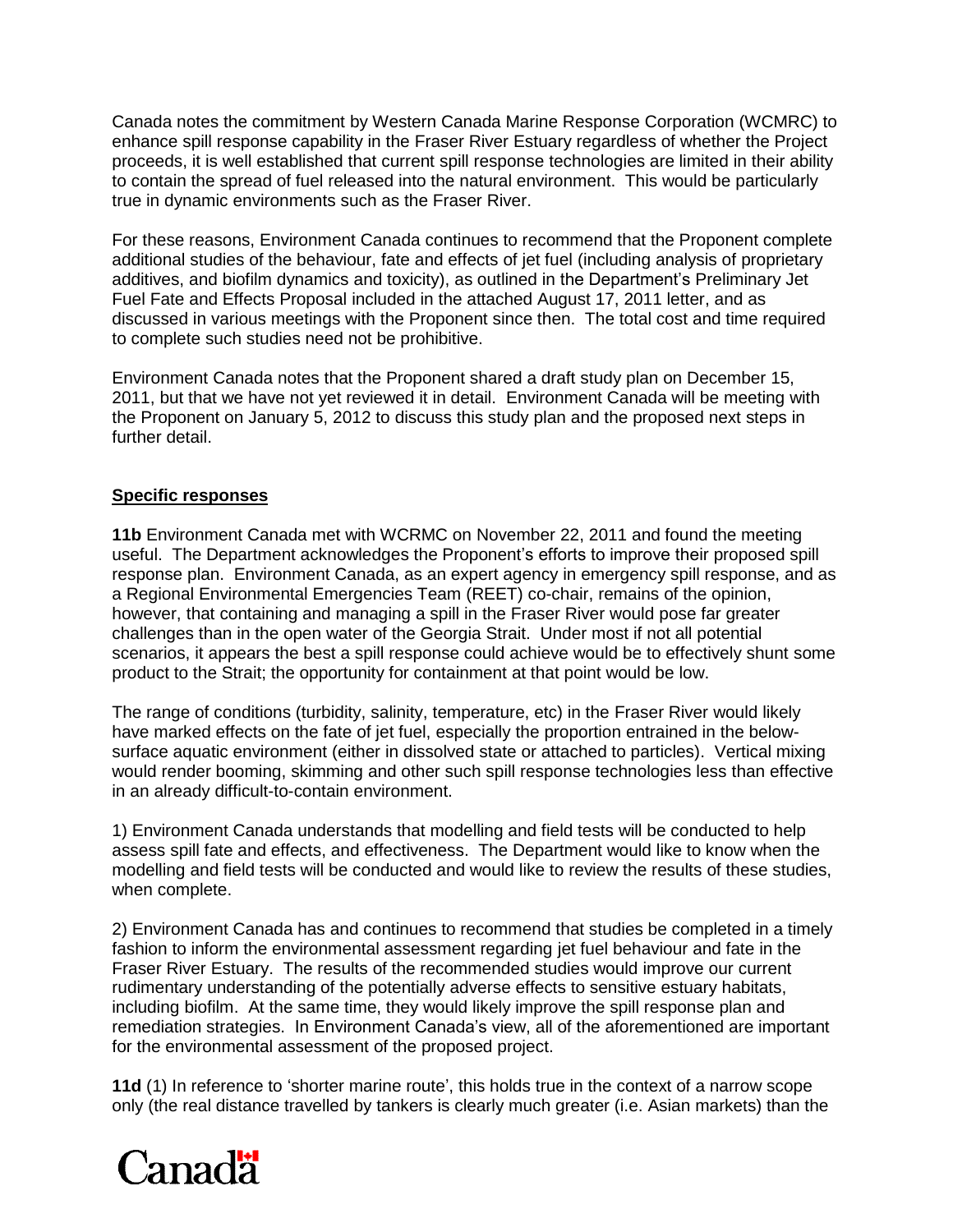Canada notes the commitment by Western Canada Marine Response Corporation (WCMRC) to enhance spill response capability in the Fraser River Estuary regardless of whether the Project proceeds, it is well established that current spill response technologies are limited in their ability to contain the spread of fuel released into the natural environment. This would be particularly true in dynamic environments such as the Fraser River.

For these reasons, Environment Canada continues to recommend that the Proponent complete additional studies of the behaviour, fate and effects of jet fuel (including analysis of proprietary additives, and biofilm dynamics and toxicity), as outlined in the Department's Preliminary Jet Fuel Fate and Effects Proposal included in the attached August 17, 2011 letter, and as discussed in various meetings with the Proponent since then. The total cost and time required to complete such studies need not be prohibitive.

Environment Canada notes that the Proponent shared a draft study plan on December 15, 2011, but that we have not yet reviewed it in detail. Environment Canada will be meeting with the Proponent on January 5, 2012 to discuss this study plan and the proposed next steps in further detail.

## **Specific responses**

**11b** Environment Canada met with WCRMC on November 22, 2011 and found the meeting useful. The Department acknowledges the Proponent's efforts to improve their proposed spill response plan. Environment Canada, as an expert agency in emergency spill response, and as a Regional Environmental Emergencies Team (REET) co-chair, remains of the opinion, however, that containing and managing a spill in the Fraser River would pose far greater challenges than in the open water of the Georgia Strait. Under most if not all potential scenarios, it appears the best a spill response could achieve would be to effectively shunt some product to the Strait; the opportunity for containment at that point would be low.

The range of conditions (turbidity, salinity, temperature, etc) in the Fraser River would likely have marked effects on the fate of jet fuel, especially the proportion entrained in the below-surface aquatic environment (either in dissolved state or attached to particles). Vertical mixing would render booming, skimming and other such spill response technologies less than effective in an already difficult-to-contain environment.

1) Environment Canada understands that modelling and field tests will be conducted to help assess spill fate and effects, and effectiveness. The Department would like to know when the modelling and field tests will be conducted and would like to review the results of these studies, when complete.

2) Environment Canada has and continues to recommend that studies be completed in a timely fashion to inform the environmental assessment regarding jet fuel behaviour and fate in the Fraser River Estuary. The results of the recommended studies would improve our current rudimentary understanding of the potentially adverse effects to sensitive estuary habitats, including biofilm. At the same time, they would likely improve the spill response plan and remediation strategies. In Environment Canada's view, all of the aforementioned are important for the environmental assessment of the proposed project.

**11d** (1) In reference to 'shorter marine route', this holds true in the context of a narrow scope only (the real distance travelled by tankers is clearly much greater (i.e. Asian markets) than the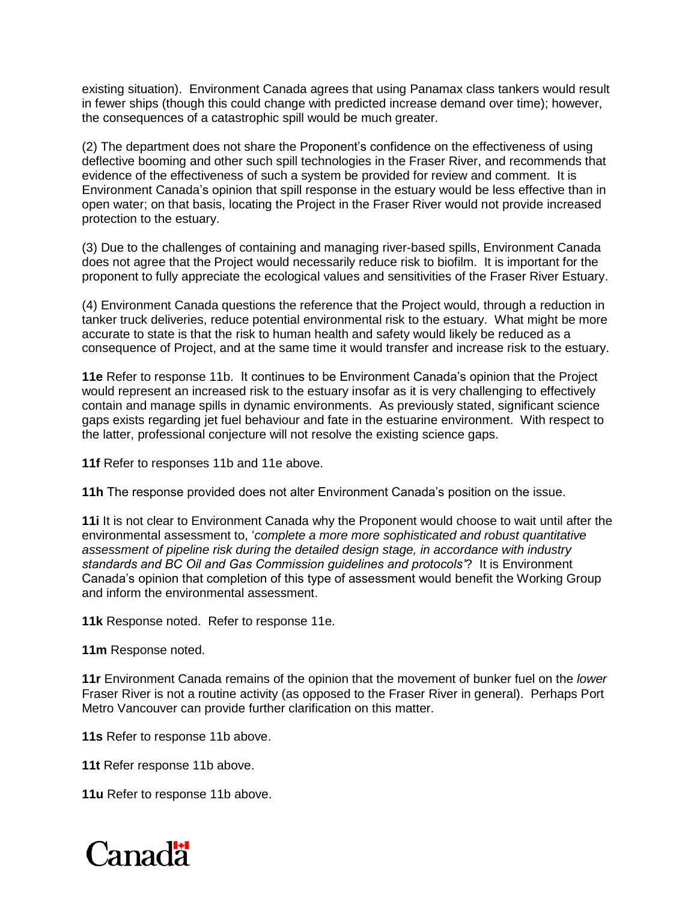existing situation). Environment Canada agrees that using Panamax class tankers would result in fewer ships (though this could change with predicted increase demand over time); however, the consequences of a catastrophic spill would be much greater.

(2) The department does not share the Proponent's confidence on the effectiveness of using deflective booming and other such spill technologies in the Fraser River, and recommends that evidence of the effectiveness of such a system be provided for review and comment. It is Environment Canada's opinion that spill response in the estuary would be less effective than in open water; on that basis, locating the Project in the Fraser River would not provide increased protection to the estuary.

(3) Due to the challenges of containing and managing river-based spills, Environment Canada does not agree that the Project would necessarily reduce risk to biofilm. It is important for the proponent to fully appreciate the ecological values and sensitivities of the Fraser River Estuary.

(4) Environment Canada questions the reference that the Project would, through a reduction in tanker truck deliveries, reduce potential environmental risk to the estuary. What might be more accurate to state is that the risk to human health and safety would likely be reduced as a consequence of Project, and at the same time it would transfer and increase risk to the estuary.

**11e** Refer to response 11b. It continues to be Environment Canada's opinion that the Project would represent an increased risk to the estuary insofar as it is very challenging to effectively contain and manage spills in dynamic environments. As previously stated, significant science gaps exists regarding jet fuel behaviour and fate in the estuarine environment. With respect to the latter, professional conjecture will not resolve the existing science gaps.

**11f** Refer to responses 11b and 11e above.

**11h** The response provided does not alter Environment Canada's position on the issue.

**11i** It is not clear to Environment Canada why the Proponent would choose to wait until after the environmental assessment to, '*complete a more more sophisticated and robust quantitative assessment of pipeline risk during the detailed design stage, in accordance with industry standards and BC Oil and Gas Commission guidelines and protocols*'? It is Environment Canada's opinion that completion of this type of assessment would benefit the Working Group and inform the environmental assessment.

**11k** Response noted. Refer to response 11e.

**11m** Response noted.

**11r** Environment Canada remains of the opinion that the movement of bunker fuel on the *lower* Fraser River is not a routine activity (as opposed to the Fraser River in general). Perhaps Port Metro Vancouver can provide further clarification on this matter.

**11s** Refer to response 11b above.

**11t** Refer response 11b above.

**11u** Refer to response 11b above.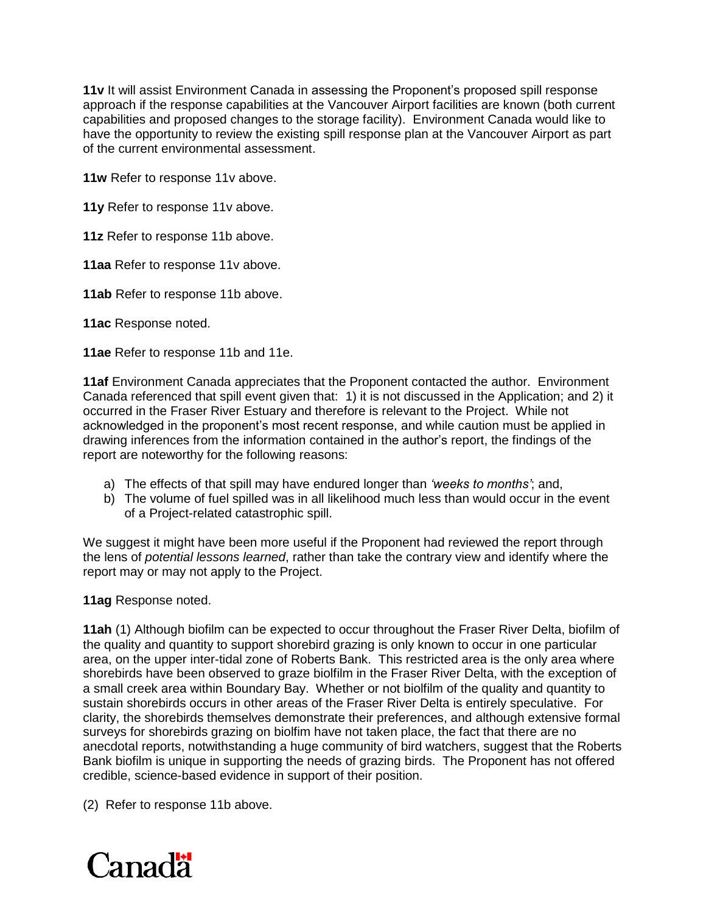**11v** It will assist Environment Canada in assessing the Proponent's proposed spill response approach if the response capabilities at the Vancouver Airport facilities are known (both current capabilities and proposed changes to the storage facility). Environment Canada would like to have the opportunity to review the existing spill response plan at the Vancouver Airport as part of the current environmental assessment.

**11w** Refer to response 11v above.

**11y** Refer to response 11v above.

**11z** Refer to response 11b above.

**11aa** Refer to response 11v above.

**11ab** Refer to response 11b above.

**11ac** Response noted.

**11ae** Refer to response 11b and 11e.

**11af** Environment Canada appreciates that the Proponent contacted the author. Environment Canada referenced that spill event given that: 1) it is not discussed in the Application; and 2) it occurred in the Fraser River Estuary and therefore is relevant to the Project. While not acknowledged in the proponent's most recent response, and while caution must be applied in drawing inferences from the information contained in the author's report, the findings of the report are noteworthy for the following reasons:

a) The effects of that spill may have endured longer than *'weeks to months'*; and,
b) The volume of fuel spilled was in all likelihood much less than would occur in the event of a Project-related catastrophic spill.

We suggest it might have been more useful if the Proponent had reviewed the report through the lens of *potential lessons learned*, rather than take the contrary view and identify where the report may or may not apply to the Project.

**11ag** Response noted.

**11ah** (1) Although biofilm can be expected to occur throughout the Fraser River Delta, biofilm of the quality and quantity to support shorebird grazing is only known to occur in one particular area, on the upper inter-tidal zone of Roberts Bank. This restricted area is the only area where shorebirds have been observed to graze biolfilm in the Fraser River Delta, with the exception of a small creek area within Boundary Bay. Whether or not biolfilm of the quality and quantity to sustain shorebirds occurs in other areas of the Fraser River Delta is entirely speculative. For clarity, the shorebirds themselves demonstrate their preferences, and although extensive formal surveys for shorebirds grazing on biolfim have not taken place, the fact that there are no anecdotal reports, notwithstanding a huge community of bird watchers, suggest that the Roberts Bank biofilm is unique in supporting the needs of grazing birds. The Proponent has not offered credible, science-based evidence in support of their position.

(2) Refer to response 11b above.

Canada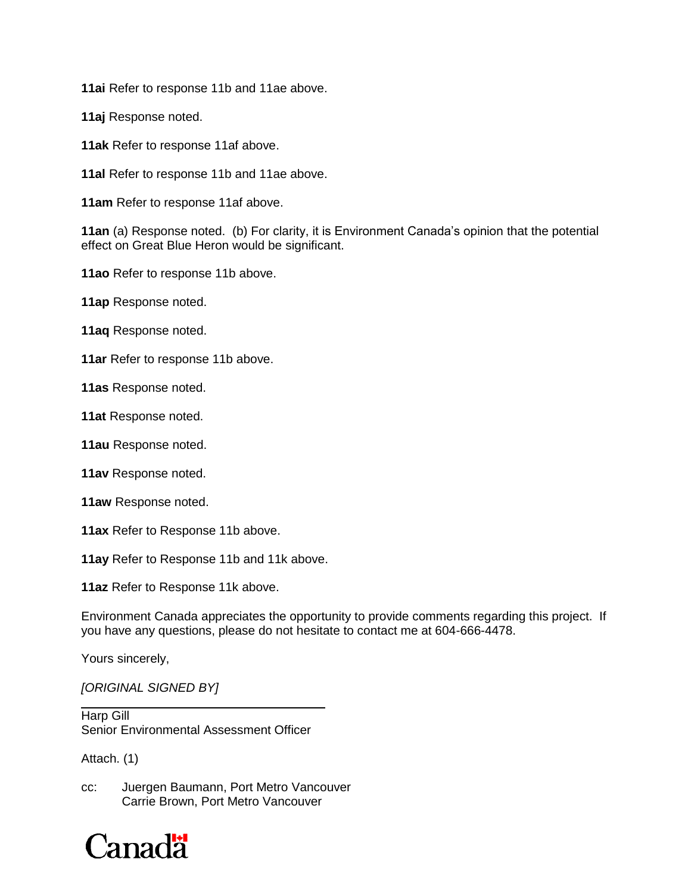**11ai** Refer to response 11b and 11ae above.

**11aj** Response noted.

**11ak** Refer to response 11af above.

**11al** Refer to response 11b and 11ae above.

**11am** Refer to response 11af above.

**11an** (a) Response noted. (b) For clarity, it is Environment Canada's opinion that the potential effect on Great Blue Heron would be significant.

**11ao** Refer to response 11b above.

**11ap** Response noted.

**11aq** Response noted.

**11ar** Refer to response 11b above.

**11as** Response noted.

**11at** Response noted.

**11au** Response noted.

**11av** Response noted.

**11aw** Response noted.

**11ax** Refer to Response 11b above.

**11ay** Refer to Response 11b and 11k above.

**11az** Refer to Response 11k above.

Environment Canada appreciates the opportunity to provide comments regarding this project. If you have any questions, please do not hesitate to contact me at 604-666-4478.

Yours sincerely,

*[ORIGINAL SIGNED BY]*

Harp Gill
Senior Environmental Assessment Officer

Attach. (1)

cc: Juergen Baumann, Port Metro Vancouver
Carrie Brown, Port Metro Vancouver

Canada